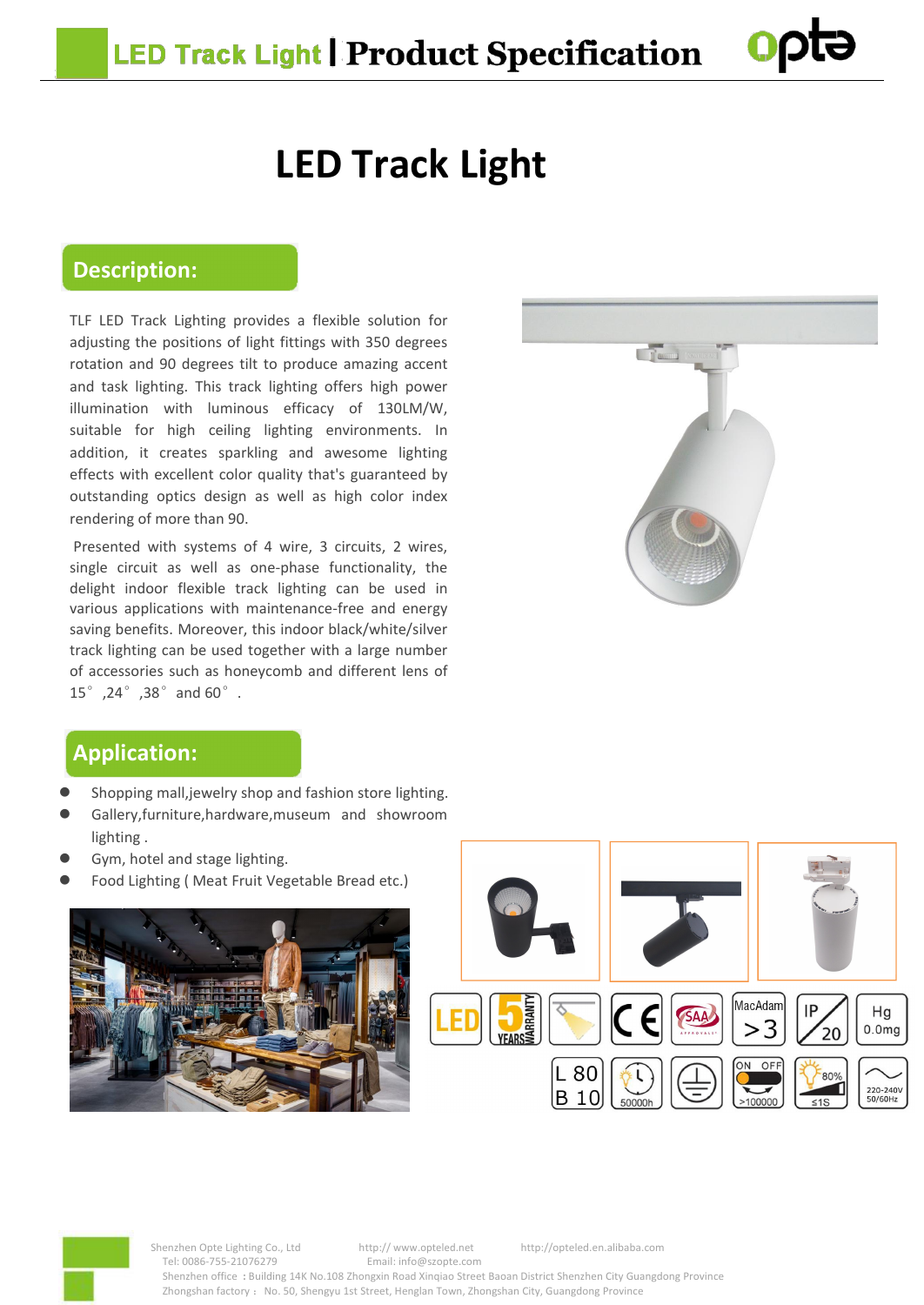# LED Track Light

## Description:

TLF LED Track Lighting provides a flexible solution for adjusting the positions of light fittings with 350 degrees rotation and 90 degrees tilt to produce amazing accent and task lighting. This track lighting offers high power illumination with luminous efficacy of 130LM/W, suitable for high ceiling lighting environments. In addition, it creates sparkling and awesome lighting effects with excellent color quality that's guaranteed by outstanding optics design as well as high color index rendering of more than 90.

Presented with systems of 4 wire, 3 circuits, 2 wires, single circuit as well as one-phase functionality, the delight indoor flexible track lighting can be used in various applications with maintenance-free and energy saving benefits. Moreover, this indoor black/white/silver track lighting can be used together with a large number of accessories such as honeycomb and different lens of 15°, 24°, 38° and 60°.

## Application:

- Shopping mall, jewelry shop and fashion store lighting.
- Gallery, furniture, hardware, museum and showroom lighting.
- Gym, hotel and stage lighting.
- Food Lighting ( Meat Fruit Vegetable Bread etc.)

LED | 5 YEARS WARRANTY | CE | SAA | MacAdam >3 | IP 20 | Hg 0.0mg | L 80 B 10 | 50000h | ON OFF >100000 | 80% ≤1S | 220-240V 50/60Hz

Shenzhen Opte Lighting Co., Ltd http:// www.opteled.net http://opteled.en.alibaba.com
Tel: 0086-755-21076279 Email: info@szopte.com
Shenzhen office : Building 14K No.108 Zhongxin Road Xinqiao Street Baoan District Shenzhen City Guangdong Province
Zhongshan factory : No. 50, Shengyu 1st Street, Henglan Town, Zhongshan City, Guangdong Province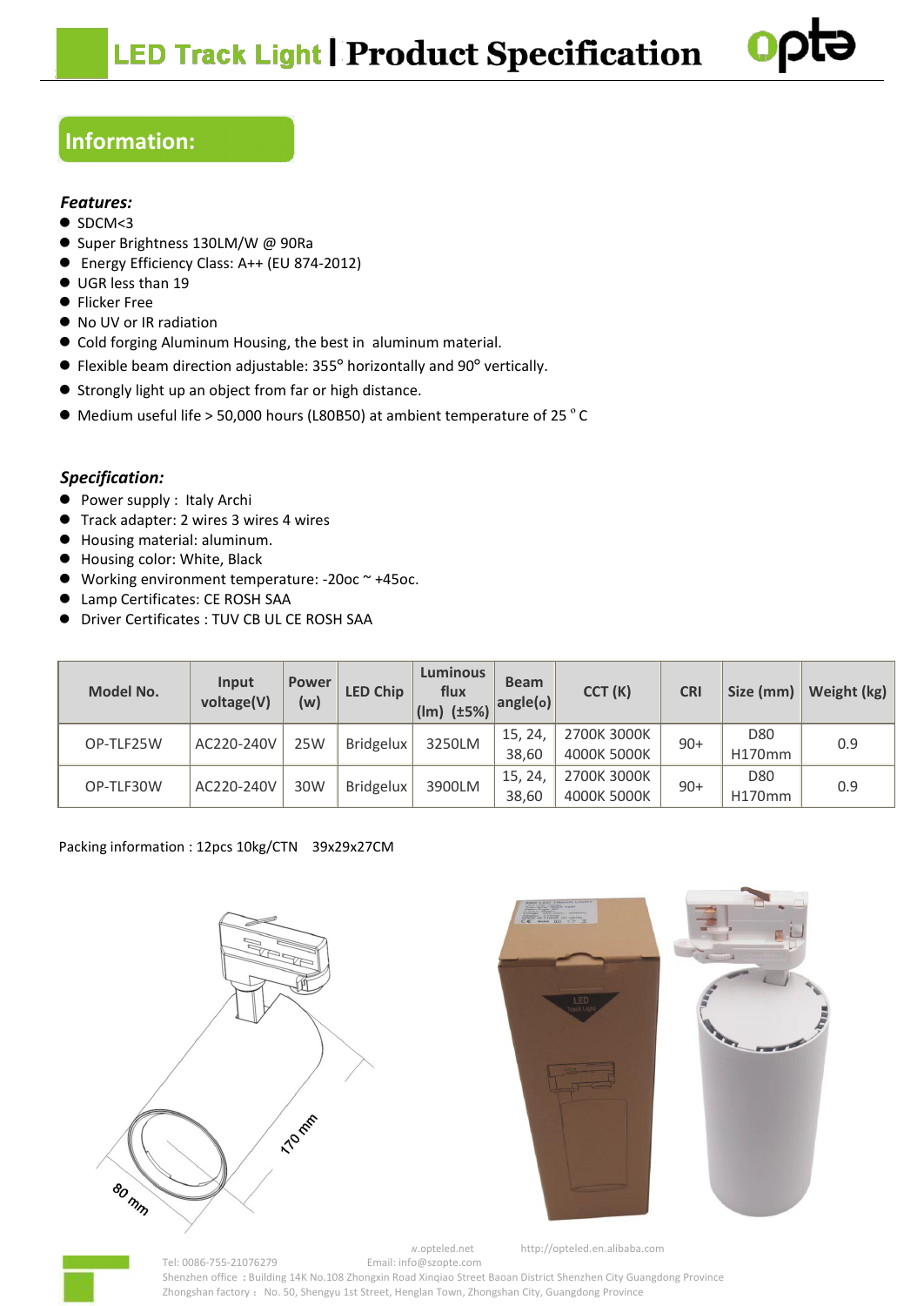# LED Track Light | Product Specification

## Information:

### *Features:*

- SDCM<3
- Super Brightness 130LM/W @ 90Ra
- Energy Efficiency Class: A++ (EU 874-2012)
- UGR less than 19
- Flicker Free
- No UV or IR radiation
- Cold forging Aluminum Housing, the best in aluminum material.
- Flexible beam direction adjustable: 355° horizontally and 90° vertically.
- Strongly light up an object from far or high distance.
- Medium useful life > 50,000 hours (L80B50) at ambient temperature of 25 ° C

### *Specification:*

- Power supply : Italy Archi
- Track adapter: 2 wires 3 wires 4 wires
- Housing material: aluminum.
- Housing color: White, Black
- Working environment temperature: -20oc ~ +45oc.
- Lamp Certificates: CE ROSH SAA
- Driver Certificates : TUV CB UL CE ROSH SAA

| Model No. | Input voltage(V) | Power (w) | LED Chip | Luminous flux (lm) (±5%) | Beam angle(o) | CCT (K) | CRI | Size (mm) | Weight (kg) |
|---|---|---|---|---|---|---|---|---|---|
| OP-TLF25W | AC220-240V | 25W | Bridgelux | 3250LM | 15, 24, 38,60 | 2700K 3000K 4000K 5000K | 90+ | D80 H170mm | 0.9 |
| OP-TLF30W | AC220-240V | 30W | Bridgelux | 3900LM | 15, 24, 38,60 | 2700K 3000K 4000K 5000K | 90+ | D80 H170mm | 0.9 |

Packing information : 12pcs 10kg/CTN 39x29x27CM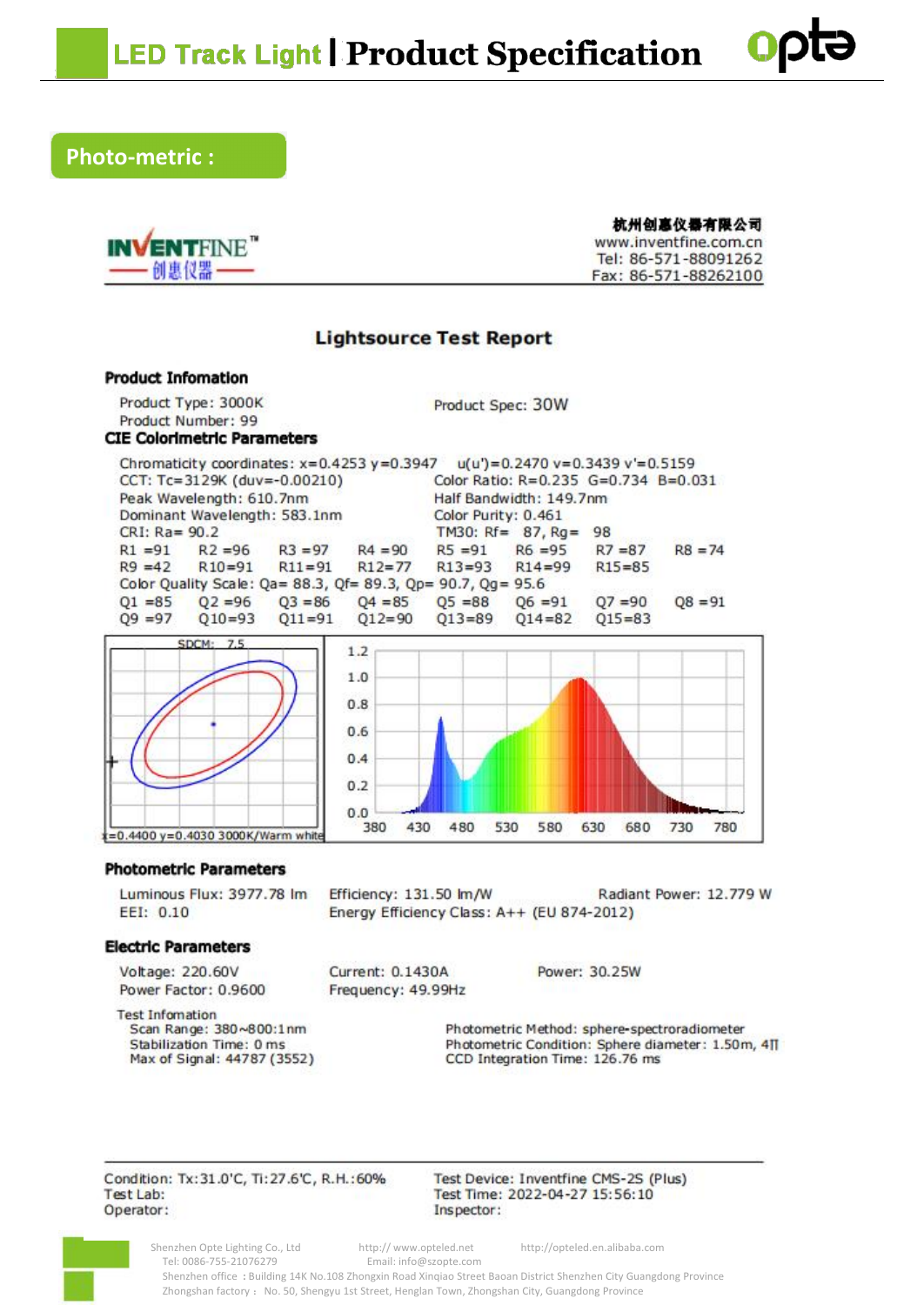## Photo-metric :

INVENTFINE™ 创惠仪器

杭州创惠仪器有限公司
www.inventfine.com.cn
Tel: 86-571-88091262
Fax: 86-571-88262100

### Lightsource Test Report

**Product Infomation**

Product Type: 3000K
Product Number: 99
Product Spec: 30W

**CIE Colorimetric Parameters**

Chromaticity coordinates: x=0.4253 y=0.3947 u(u')=0.2470 v=0.3439 v'=0.5159
CCT: Tc=3129K (duv=-0.00210)
Color Ratio: R=0.235 G=0.734 B=0.031
Peak Wavelength: 610.7nm
Half Bandwidth: 149.7nm
Dominant Wavelength: 583.1nm
Color Purity: 0.461
CRI: Ra= 90.2
TM30: Rf= 87, Rg= 98

| | | | | | | | |
|---|---|---|---|---|---|---|---|
| R1 =91 | R2 =96 | R3 =97 | R4 =90 | R5 =91 | R6 =95 | R7 =87 | R8 =74 |
| R9 =42 | R10=91 | R11=91 | R12=77 | R13=93 | R14=99 | R15=85 | |

Color Quality Scale: Qa= 88.3, Qf= 89.3, Qp= 90.7, Qg= 95.6

| | | | | | | | |
|---|---|---|---|---|---|---|---|
| Q1 =85 | Q2 =96 | Q3 =86 | Q4 =85 | Q5 =88 | Q6 =91 | Q7 =90 | Q8 =91 |
| Q9 =97 | Q10=93 | Q11=91 | Q12=90 | Q13=89 | Q14=82 | Q15=83 | |

SDCM: 7.5
x=0.4400 y=0.4030 3000K/Warm white

1.2
1.0
0.8
0.6
0.4
0.2
0.0
380 430 480 530 580 630 680 730 780

**Photometric Parameters**

Luminous Flux: 3977.78 lm
Efficiency: 131.50 lm/W
Radiant Power: 12.779 W
EEI: 0.10
Energy Efficiency Class: A++ (EU 874-2012)

**Electric Parameters**

Voltage: 220.60V
Current: 0.1430A
Power: 30.25W
Power Factor: 0.9600
Frequency: 49.99Hz

Test Infomation
Scan Range: 380~800:1nm
Stabilization Time: 0 ms
Max of Signal: 44787 (3552)
Photometric Method: sphere-spectroradiometer
Photometric Condition: Sphere diameter: 1.50m, 4∏
CCD Integration Time: 126.76 ms

Condition: Tx:31.0'C, Ti:27.6'C, R.H.:60%
Test Device: Inventfine CMS-2S (Plus)
Test Lab:
Test Time: 2022-04-27 15:56:10
Operator:
Inspector: